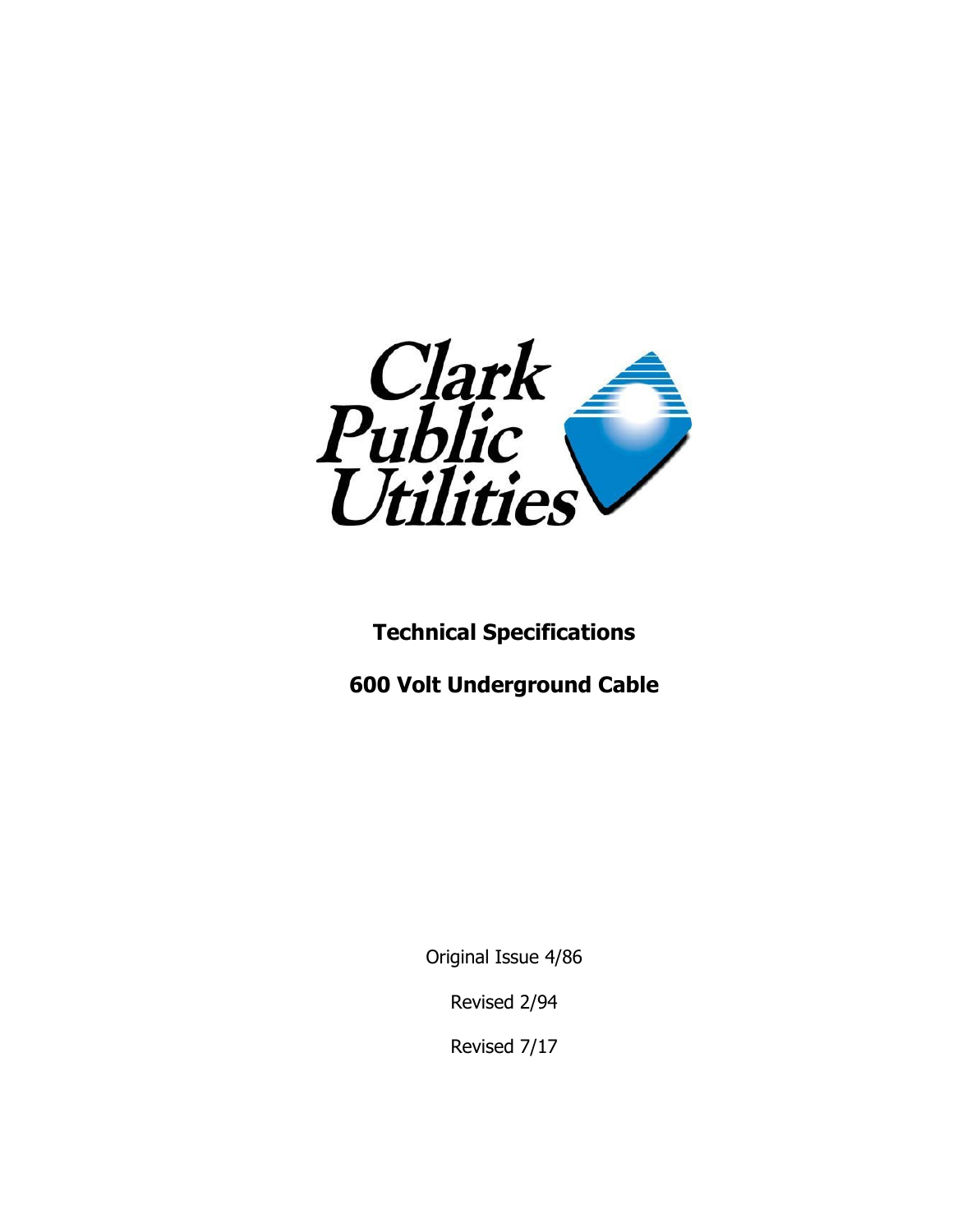Clark Public Utilities

# Technical Specifications

# 600 Volt Underground Cable

Original Issue 4/86

Revised 2/94

Revised 7/17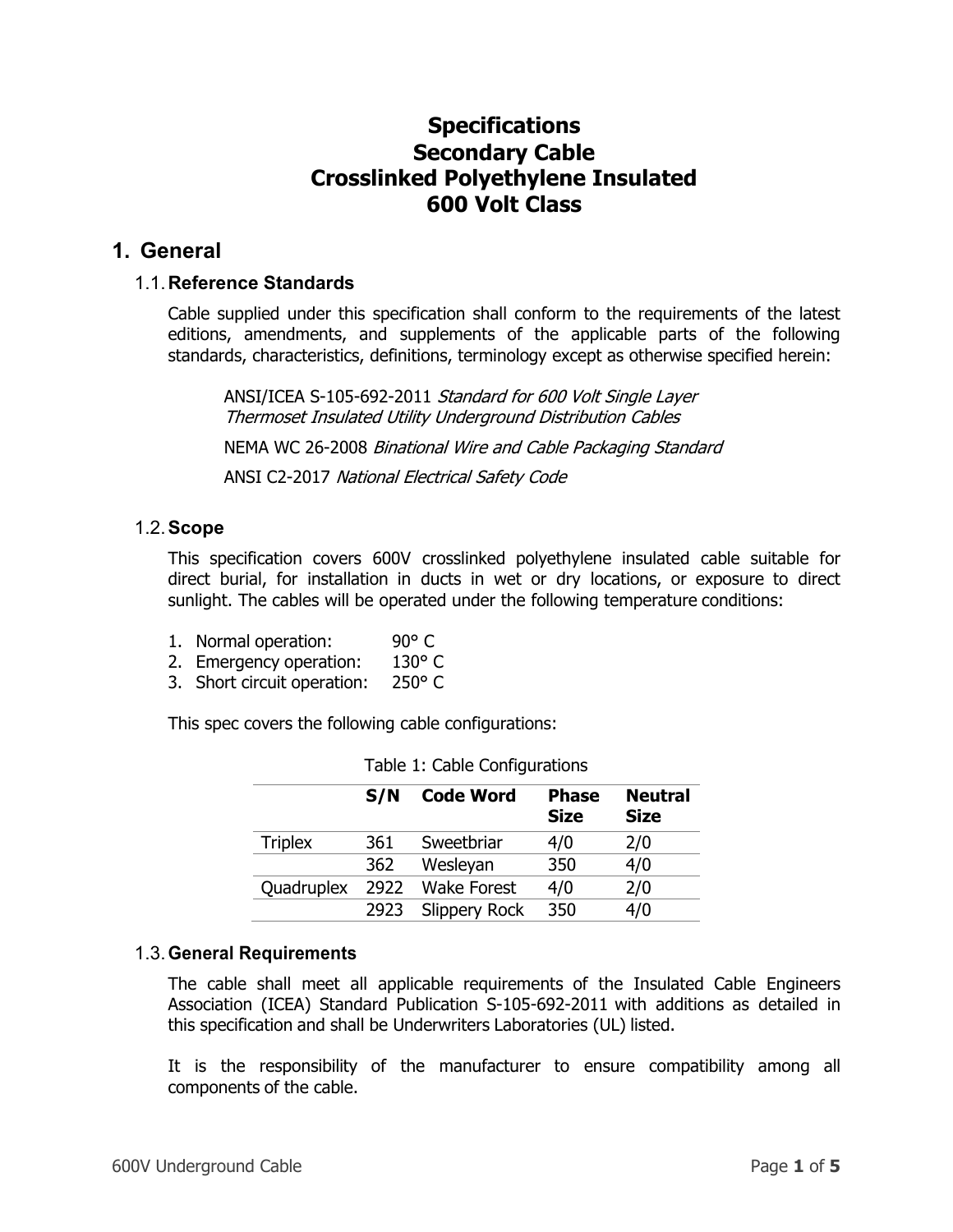# Specifications
# Secondary Cable
# Crosslinked Polyethylene Insulated
# 600 Volt Class

## 1. General

### 1.1. Reference Standards

Cable supplied under this specification shall conform to the requirements of the latest editions, amendments, and supplements of the applicable parts of the following standards, characteristics, definitions, terminology except as otherwise specified herein:

> ANSI/ICEA S-105-692-2011 *Standard for 600 Volt Single Layer Thermoset Insulated Utility Underground Distribution Cables*
>
> NEMA WC 26-2008 *Binational Wire and Cable Packaging Standard*
>
> ANSI C2-2017 *National Electrical Safety Code*

### 1.2. Scope

This specification covers 600V crosslinked polyethylene insulated cable suitable for direct burial, for installation in ducts in wet or dry locations, or exposure to direct sunlight. The cables will be operated under the following temperature conditions:

1. Normal operation: 90° C
2. Emergency operation: 130° C
3. Short circuit operation: 250° C

This spec covers the following cable configurations:

Table 1: Cable Configurations

| | S/N | Code Word | Phase Size | Neutral Size |
|---|---|---|---|---|
| Triplex | 361 | Sweetbriar | 4/0 | 2/0 |
| | 362 | Wesleyan | 350 | 4/0 |
| Quadruplex | 2922 | Wake Forest | 4/0 | 2/0 |
| | 2923 | Slippery Rock | 350 | 4/0 |

### 1.3. General Requirements

The cable shall meet all applicable requirements of the Insulated Cable Engineers Association (ICEA) Standard Publication S-105-692-2011 with additions as detailed in this specification and shall be Underwriters Laboratories (UL) listed.

It is the responsibility of the manufacturer to ensure compatibility among all components of the cable.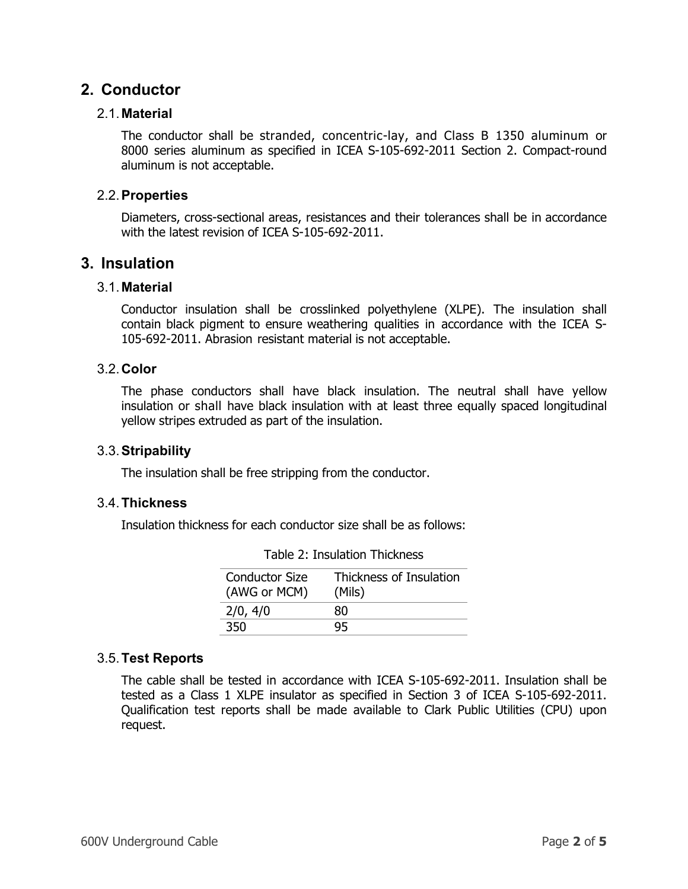## 2. Conductor

### 2.1. Material

The conductor shall be stranded, concentric-lay, and Class B 1350 aluminum or 8000 series aluminum as specified in ICEA S-105-692-2011 Section 2. Compact-round aluminum is not acceptable.

### 2.2. Properties

Diameters, cross-sectional areas, resistances and their tolerances shall be in accordance with the latest revision of ICEA S-105-692-2011.

## 3. Insulation

### 3.1. Material

Conductor insulation shall be crosslinked polyethylene (XLPE). The insulation shall contain black pigment to ensure weathering qualities in accordance with the ICEA S-105-692-2011. Abrasion resistant material is not acceptable.

### 3.2. Color

The phase conductors shall have black insulation. The neutral shall have yellow insulation or shall have black insulation with at least three equally spaced longitudinal yellow stripes extruded as part of the insulation.

### 3.3. Stripability

The insulation shall be free stripping from the conductor.

### 3.4. Thickness

Insulation thickness for each conductor size shall be as follows:

Table 2: Insulation Thickness

| Conductor Size (AWG or MCM) | Thickness of Insulation (Mils) |
|---|---|
| 2/0, 4/0 | 80 |
| 350 | 95 |

### 3.5. Test Reports

The cable shall be tested in accordance with ICEA S-105-692-2011. Insulation shall be tested as a Class 1 XLPE insulator as specified in Section 3 of ICEA S-105-692-2011. Qualification test reports shall be made available to Clark Public Utilities (CPU) upon request.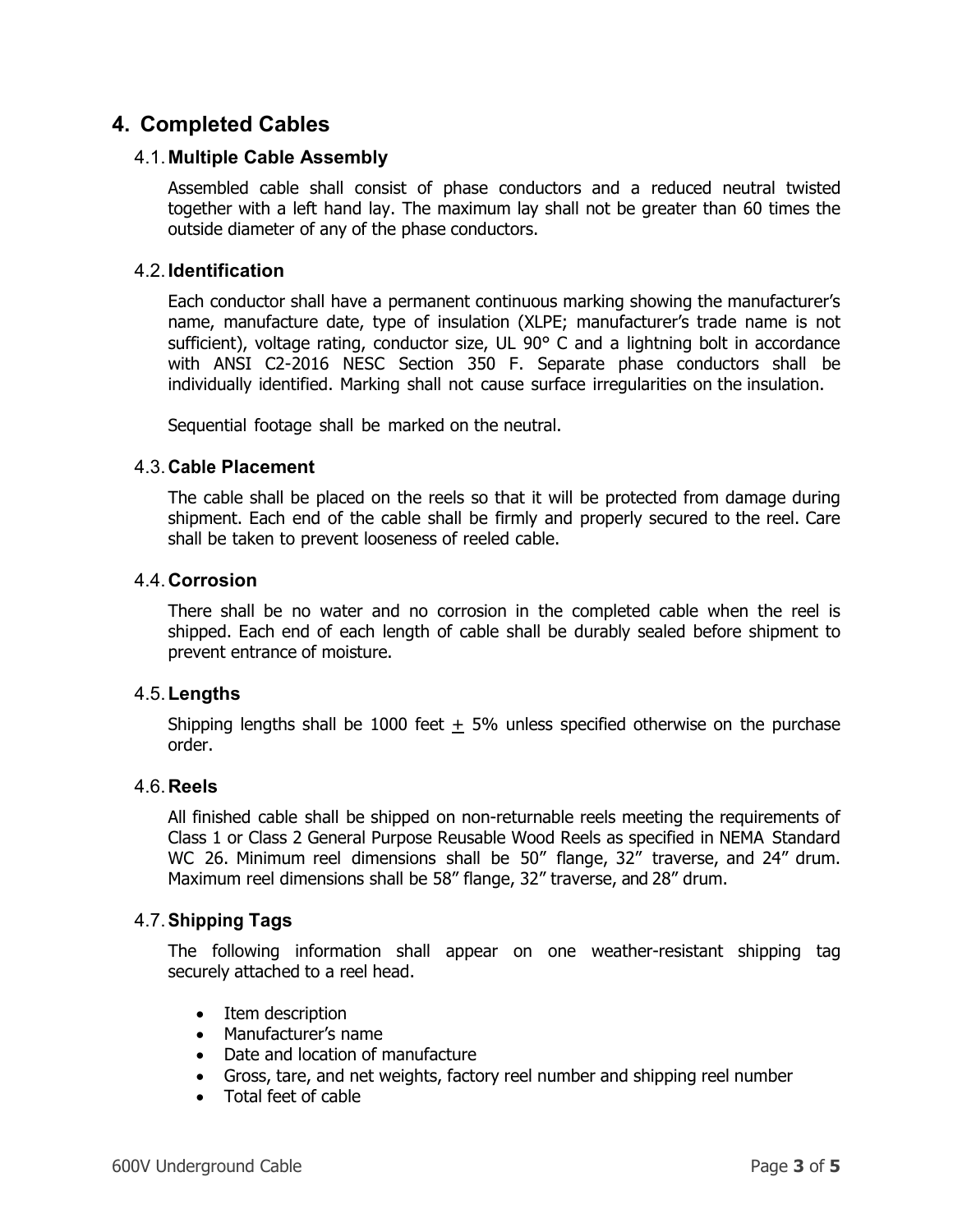# 4. Completed Cables

## 4.1. Multiple Cable Assembly

Assembled cable shall consist of phase conductors and a reduced neutral twisted together with a left hand lay. The maximum lay shall not be greater than 60 times the outside diameter of any of the phase conductors.

## 4.2. Identification

Each conductor shall have a permanent continuous marking showing the manufacturer's name, manufacture date, type of insulation (XLPE; manufacturer's trade name is not sufficient), voltage rating, conductor size, UL 90° C and a lightning bolt in accordance with ANSI C2-2016 NESC Section 350 F. Separate phase conductors shall be individually identified. Marking shall not cause surface irregularities on the insulation.

Sequential footage shall be marked on the neutral.

## 4.3. Cable Placement

The cable shall be placed on the reels so that it will be protected from damage during shipment. Each end of the cable shall be firmly and properly secured to the reel. Care shall be taken to prevent looseness of reeled cable.

## 4.4. Corrosion

There shall be no water and no corrosion in the completed cable when the reel is shipped. Each end of each length of cable shall be durably sealed before shipment to prevent entrance of moisture.

## 4.5. Lengths

Shipping lengths shall be 1000 feet ± 5% unless specified otherwise on the purchase order.

## 4.6. Reels

All finished cable shall be shipped on non-returnable reels meeting the requirements of Class 1 or Class 2 General Purpose Reusable Wood Reels as specified in NEMA Standard WC 26. Minimum reel dimensions shall be 50" flange, 32" traverse, and 24" drum. Maximum reel dimensions shall be 58" flange, 32" traverse, and 28" drum.

## 4.7. Shipping Tags

The following information shall appear on one weather-resistant shipping tag securely attached to a reel head.

- Item description
- Manufacturer's name
- Date and location of manufacture
- Gross, tare, and net weights, factory reel number and shipping reel number
- Total feet of cable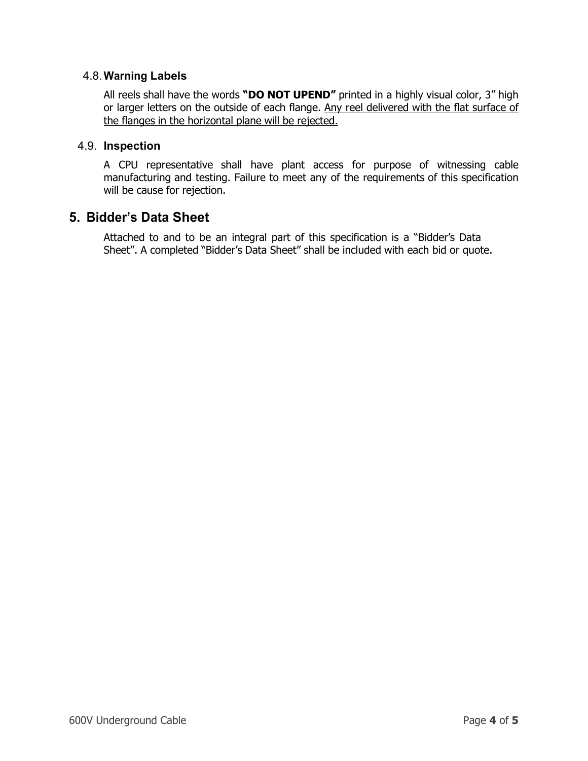### 4.8. Warning Labels

All reels shall have the words **"DO NOT UPEND"** printed in a highly visual color, 3" high or larger letters on the outside of each flange. Any reel delivered with the flat surface of the flanges in the horizontal plane will be rejected.

### 4.9. Inspection

A CPU representative shall have plant access for purpose of witnessing cable manufacturing and testing. Failure to meet any of the requirements of this specification will be cause for rejection.

## 5. Bidder's Data Sheet

Attached to and to be an integral part of this specification is a "Bidder's Data Sheet". A completed "Bidder's Data Sheet" shall be included with each bid or quote.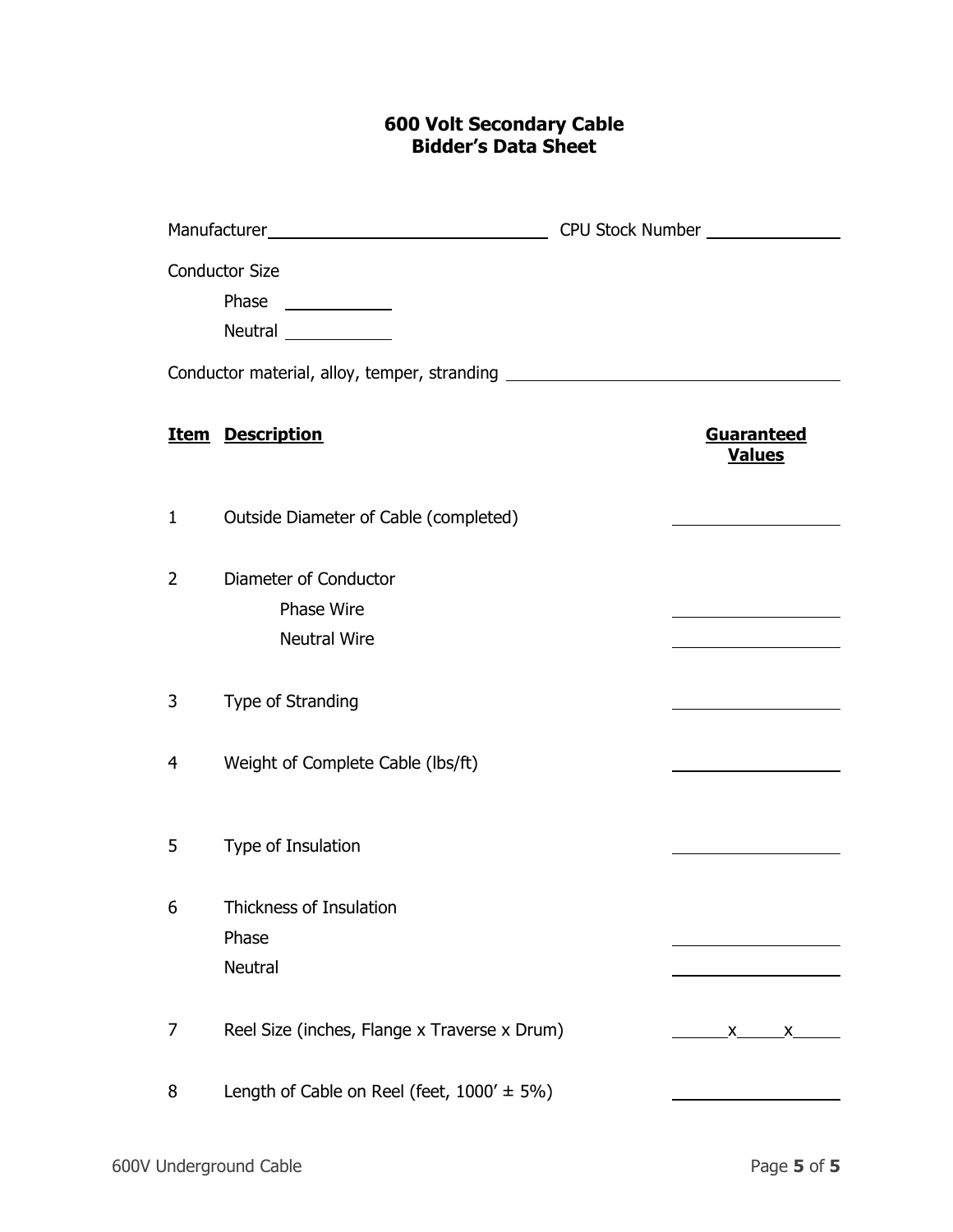# 600 Volt Secondary Cable
# Bidder's Data Sheet

Manufacturer________________________________ CPU Stock Number ______________

Conductor Size

Phase ____________

Neutral ____________

Conductor material, alloy, temper, stranding ________________________________

| Item | Description | Guaranteed Values |
|---|---|---|
| 1 | Outside Diameter of Cable (completed) | ____________ |
| 2 | Diameter of Conductor | |
| | Phase Wire | ____________ |
| | Neutral Wire | ____________ |
| 3 | Type of Stranding | ____________ |
| 4 | Weight of Complete Cable (lbs/ft) | ____________ |
| 5 | Type of Insulation | ____________ |
| 6 | Thickness of Insulation | |
| | Phase | ____________ |
| | Neutral | ____________ |
| 7 | Reel Size (inches, Flange x Traverse x Drum) | ______x_____x_____ |
| 8 | Length of Cable on Reel (feet, 1000' ± 5%) | ____________ |